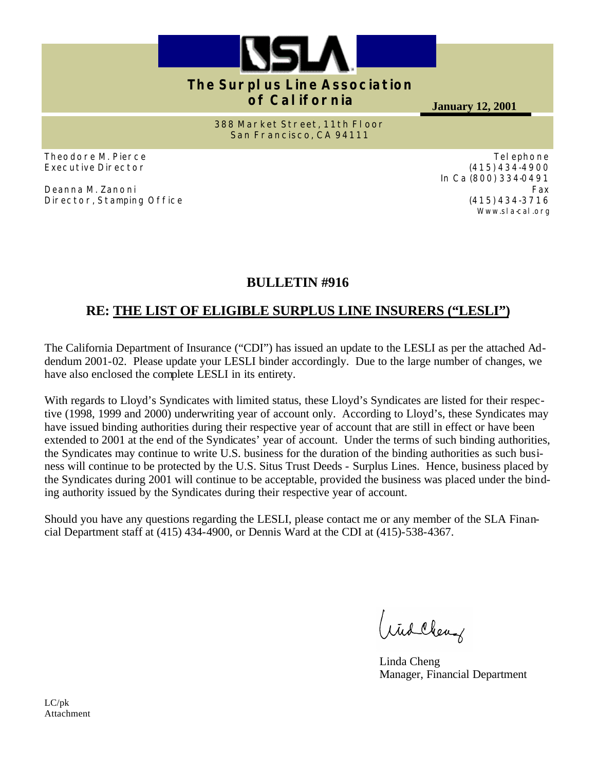# The Surplus Line Association of California

**January 12, 2001**

388 Market Street, 11th Floor
San Francisco, CA 94111

Theodore M. Pierce
Executive Director

Deanna M. Zanoni
Director, Stamping Office

Telephone
(415) 434-4900
In Ca (800) 334-0491
Fax
(415) 434-3716
Www.sla-cal.org

## BULLETIN #916

## RE: THE LIST OF ELIGIBLE SURPLUS LINE INSURERS ("LESLI")

The California Department of Insurance ("CDI") has issued an update to the LESLI as per the attached Addendum 2001-02. Please update your LESLI binder accordingly. Due to the large number of changes, we have also enclosed the complete LESLI in its entirety.

With regards to Lloyd's Syndicates with limited status, these Lloyd's Syndicates are listed for their respective (1998, 1999 and 2000) underwriting year of account only. According to Lloyd's, these Syndicates may have issued binding authorities during their respective year of account that are still in effect or have been extended to 2001 at the end of the Syndicates' year of account. Under the terms of such binding authorities, the Syndicates may continue to write U.S. business for the duration of the binding authorities as such business will continue to be protected by the U.S. Situs Trust Deeds - Surplus Lines. Hence, business placed by the Syndicates during 2001 will continue to be acceptable, provided the business was placed under the binding authority issued by the Syndicates during their respective year of account.

Should you have any questions regarding the LESLI, please contact me or any member of the SLA Financial Department staff at (415) 434-4900, or Dennis Ward at the CDI at (415)-538-4367.

Linda Cheng
Manager, Financial Department

LC/pk
Attachment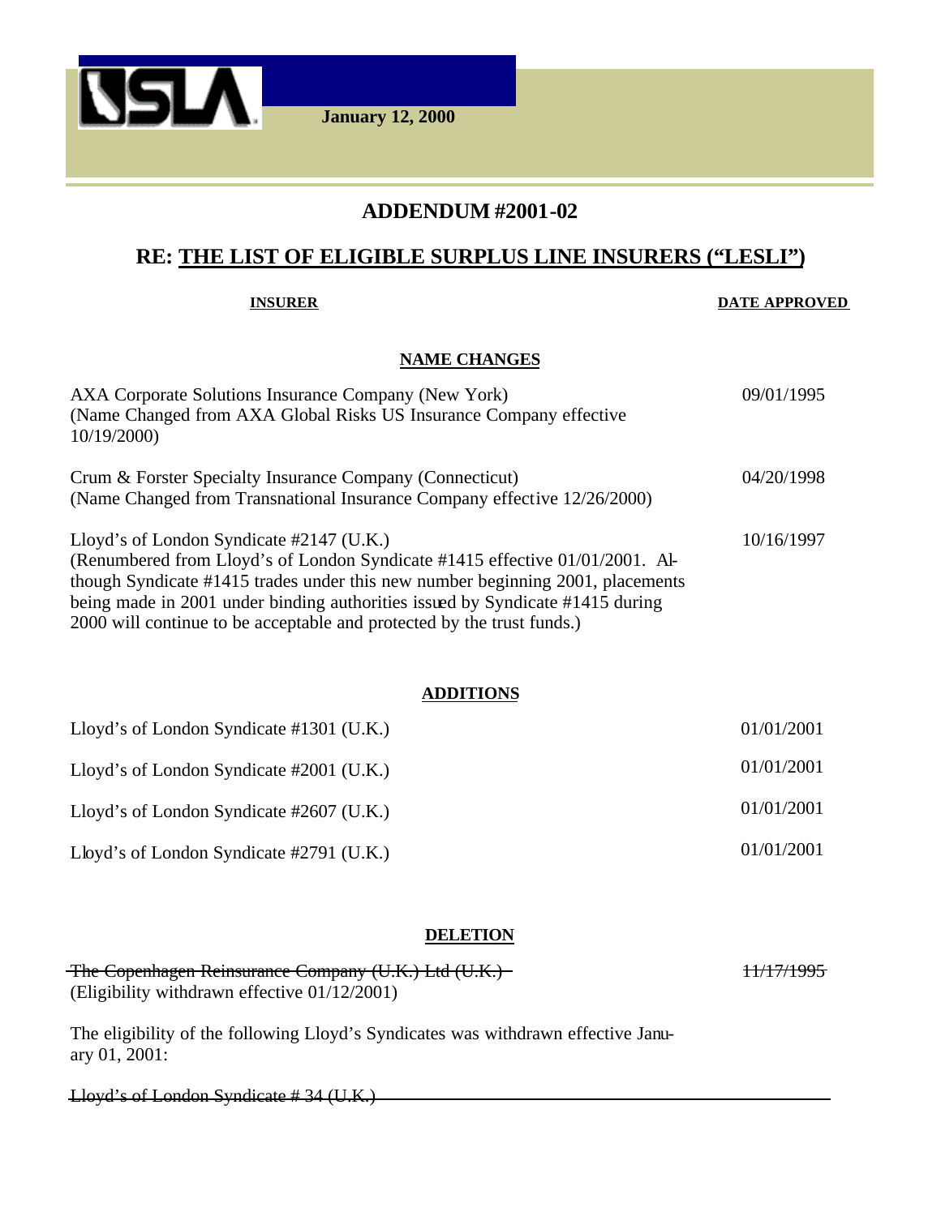January 12, 2000

## ADDENDUM #2001-02

## RE: THE LIST OF ELIGIBLE SURPLUS LINE INSURERS ("LESLI")

| INSURER | DATE APPROVED |
|---|---|

### NAME CHANGES

| | |
|---|---|
| AXA Corporate Solutions Insurance Company (New York)<br>(Name Changed from AXA Global Risks US Insurance Company effective 10/19/2000) | 09/01/1995 |
| Crum & Forster Specialty Insurance Company (Connecticut)<br>(Name Changed from Transnational Insurance Company effective 12/26/2000) | 04/20/1998 |
| Lloyd's of London Syndicate #2147 (U.K.)<br>(Renumbered from Lloyd's of London Syndicate #1415 effective 01/01/2001. Although Syndicate #1415 trades under this new number beginning 2001, placements being made in 2001 under binding authorities issued by Syndicate #1415 during 2000 will continue to be acceptable and protected by the trust funds.) | 10/16/1997 |

### ADDITIONS

| | |
|---|---|
| Lloyd's of London Syndicate #1301 (U.K.) | 01/01/2001 |
| Lloyd's of London Syndicate #2001 (U.K.) | 01/01/2001 |
| Lloyd's of London Syndicate #2607 (U.K.) | 01/01/2001 |
| Lloyd's of London Syndicate #2791 (U.K.) | 01/01/2001 |

### DELETION

| | |
|---|---|
| ~~The Copenhagen Reinsurance Company (U.K.) Ltd (U.K.)~~<br>(Eligibility withdrawn effective 01/12/2001) | ~~11/17/1995~~ |

The eligibility of the following Lloyd's Syndicates was withdrawn effective January 01, 2001:

~~Lloyd's of London Syndicate # 34 (U.K.)~~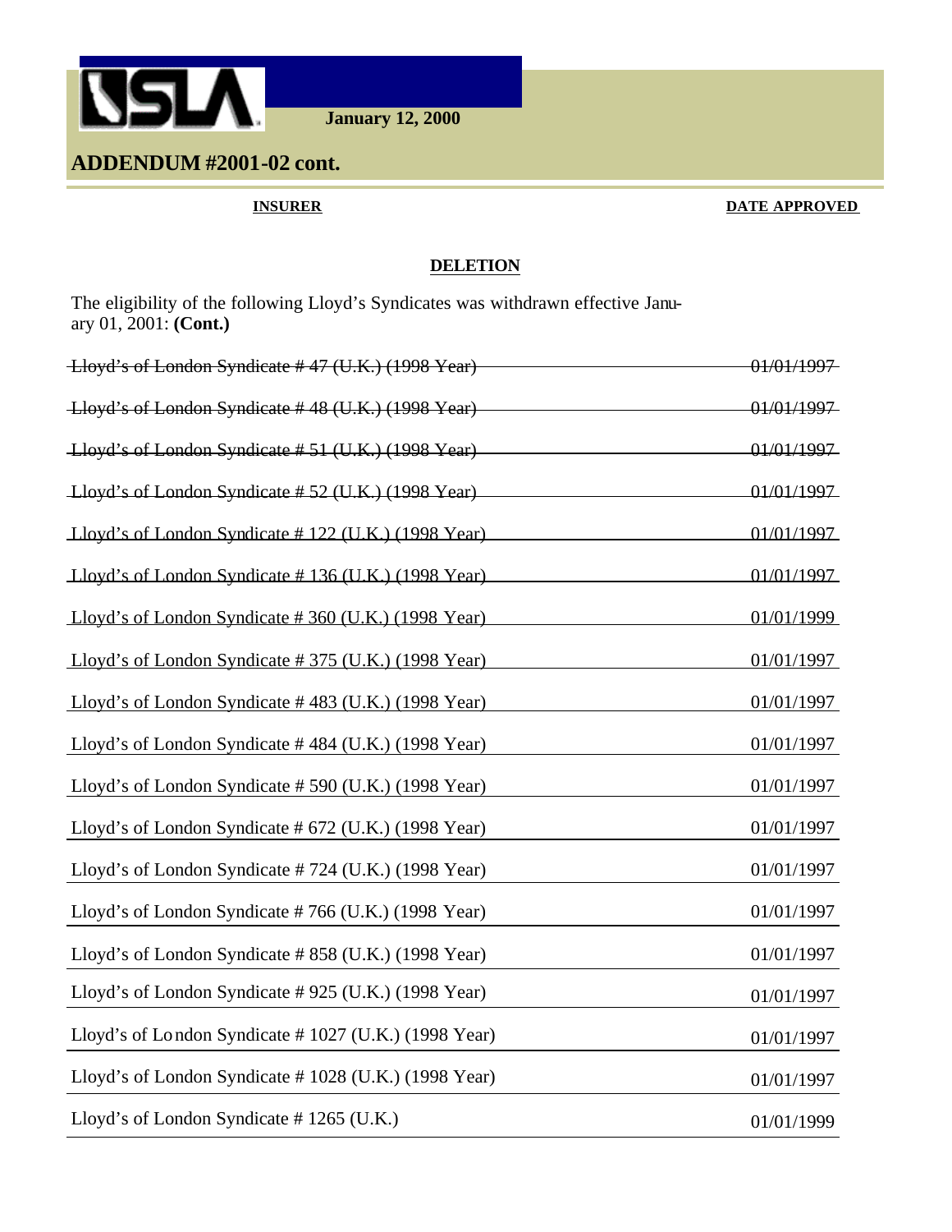SLA

**January 12, 2000**

## ADDENDUM #2001-02 cont.

| INSURER | DATE APPROVED |
|---|---|

**DELETION**

The eligibility of the following Lloyd's Syndicates was withdrawn effective January 01, 2001: **(Cont.)**

| INSURER | DATE APPROVED |
|---|---|
| ~~Lloyd's of London Syndicate # 47 (U.K.) (1998 Year)~~ | ~~01/01/1997~~ |
| ~~Lloyd's of London Syndicate # 48 (U.K.) (1998 Year)~~ | ~~01/01/1997~~ |
| ~~Lloyd's of London Syndicate # 51 (U.K.) (1998 Year)~~ | ~~01/01/1997~~ |
| ~~Lloyd's of London Syndicate # 52 (U.K.) (1998 Year)~~ | ~~01/01/1997~~ |
| Lloyd's of London Syndicate # 122 (U.K.) (1998 Year) | 01/01/1997 |
| Lloyd's of London Syndicate # 136 (U.K.) (1998 Year) | 01/01/1997 |
| Lloyd's of London Syndicate # 360 (U.K.) (1998 Year) | 01/01/1999 |
| Lloyd's of London Syndicate # 375 (U.K.) (1998 Year) | 01/01/1997 |
| Lloyd's of London Syndicate # 483 (U.K.) (1998 Year) | 01/01/1997 |
| Lloyd's of London Syndicate # 484 (U.K.) (1998 Year) | 01/01/1997 |
| Lloyd's of London Syndicate # 590 (U.K.) (1998 Year) | 01/01/1997 |
| Lloyd's of London Syndicate # 672 (U.K.) (1998 Year) | 01/01/1997 |
| Lloyd's of London Syndicate # 724 (U.K.) (1998 Year) | 01/01/1997 |
| Lloyd's of London Syndicate # 766 (U.K.) (1998 Year) | 01/01/1997 |
| Lloyd's of London Syndicate # 858 (U.K.) (1998 Year) | 01/01/1997 |
| Lloyd's of London Syndicate # 925 (U.K.) (1998 Year) | 01/01/1997 |
| Lloyd's of London Syndicate # 1027 (U.K.) (1998 Year) | 01/01/1997 |
| Lloyd's of London Syndicate # 1028 (U.K.) (1998 Year) | 01/01/1997 |
| Lloyd's of London Syndicate # 1265 (U.K.) | 01/01/1999 |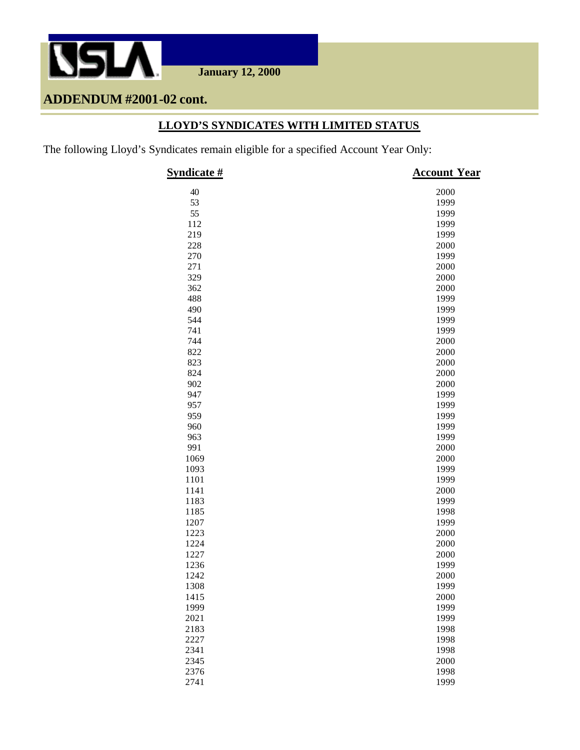USLA

**January 12, 2000**

## ADDENDUM #2001-02 cont.

### LLOYD'S SYNDICATES WITH LIMITED STATUS

The following Lloyd's Syndicates remain eligible for a specified Account Year Only:

| Syndicate # | Account Year |
|---|---|
| 40 | 2000 |
| 53 | 1999 |
| 55 | 1999 |
| 112 | 1999 |
| 219 | 1999 |
| 228 | 2000 |
| 270 | 1999 |
| 271 | 2000 |
| 329 | 2000 |
| 362 | 2000 |
| 488 | 1999 |
| 490 | 1999 |
| 544 | 1999 |
| 741 | 1999 |
| 744 | 2000 |
| 822 | 2000 |
| 823 | 2000 |
| 824 | 2000 |
| 902 | 2000 |
| 947 | 1999 |
| 957 | 1999 |
| 959 | 1999 |
| 960 | 1999 |
| 963 | 1999 |
| 991 | 2000 |
| 1069 | 2000 |
| 1093 | 1999 |
| 1101 | 1999 |
| 1141 | 2000 |
| 1183 | 1999 |
| 1185 | 1998 |
| 1207 | 1999 |
| 1223 | 2000 |
| 1224 | 2000 |
| 1227 | 2000 |
| 1236 | 1999 |
| 1242 | 2000 |
| 1308 | 1999 |
| 1415 | 2000 |
| 1999 | 1999 |
| 2021 | 1999 |
| 2183 | 1998 |
| 2227 | 1998 |
| 2341 | 1998 |
| 2345 | 2000 |
| 2376 | 1998 |
| 2741 | 1999 |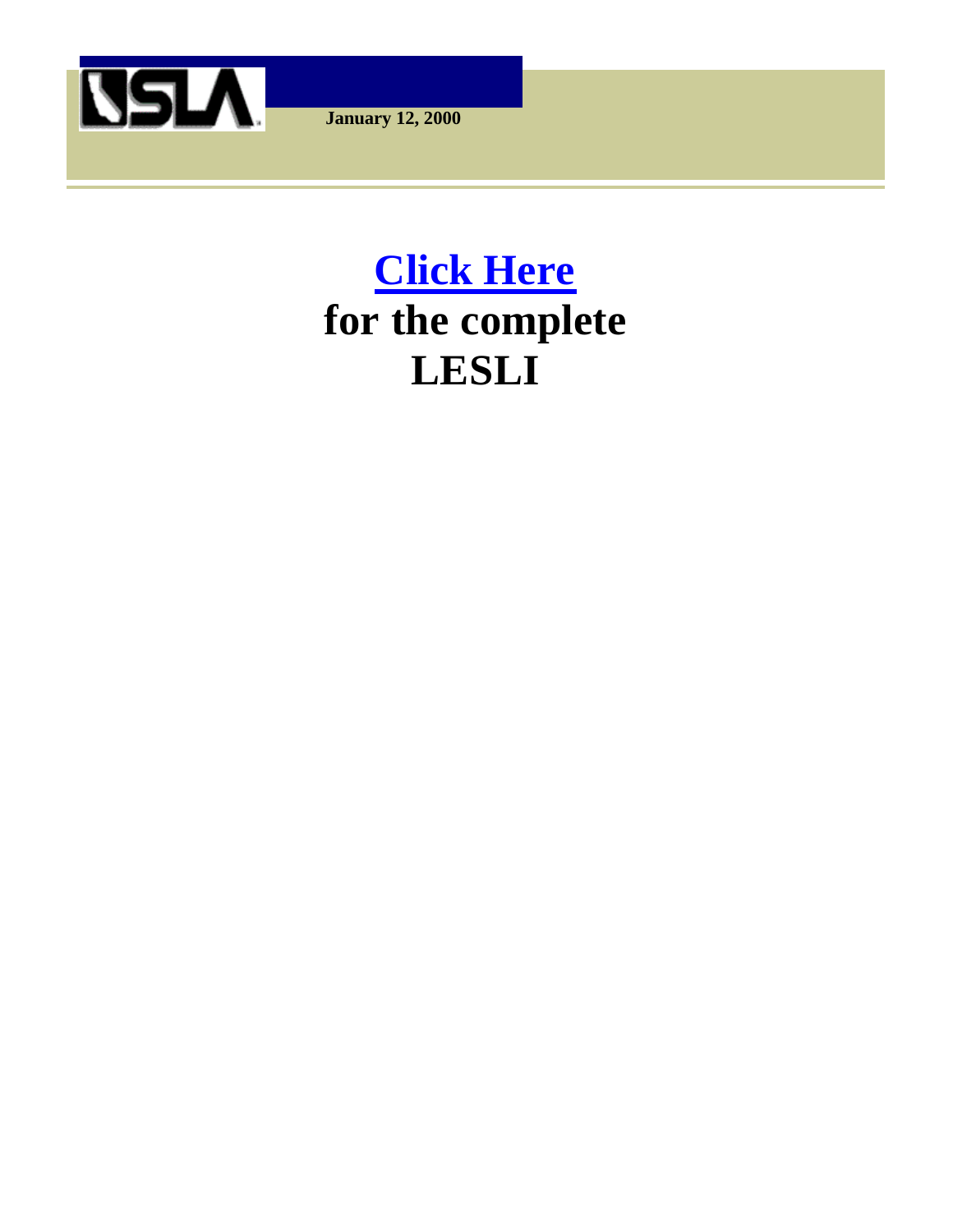**January 12, 2000**

# Click Here
# for the complete
# LESLI